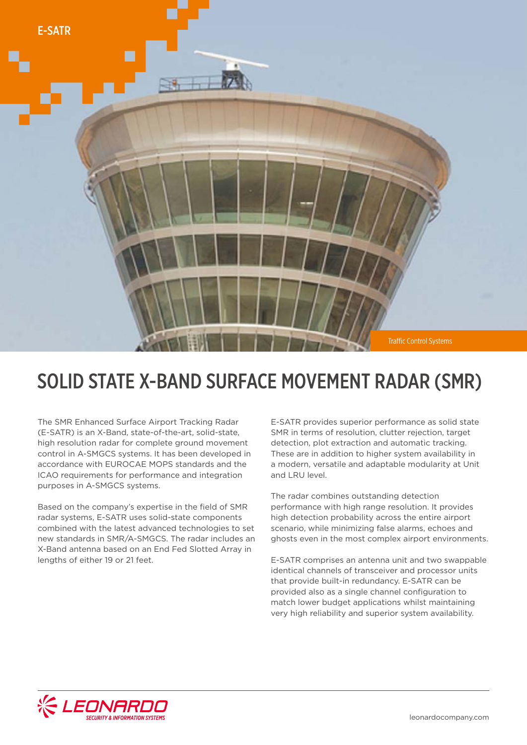E-SATR

Traffic Control Systems

# SOLID STATE X-BAND SURFACE MOVEMENT RADAR (SMR)

The SMR Enhanced Surface Airport Tracking Radar (E-SATR) is an X-Band, state-of-the-art, solid-state, high resolution radar for complete ground movement control in A-SMGCS systems. It has been developed in accordance with EUROCAE MOPS standards and the ICAO requirements for performance and integration purposes in A-SMGCS systems.

Based on the company's expertise in the field of SMR radar systems, E-SATR uses solid-state components combined with the latest advanced technologies to set new standards in SMR/A-SMGCS. The radar includes an X-Band antenna based on an End Fed Slotted Array in lengths of either 19 or 21 feet.

E-SATR provides superior performance as solid state SMR in terms of resolution, clutter rejection, target detection, plot extraction and automatic tracking. These are in addition to higher system availability in a modern, versatile and adaptable modularity at Unit and LRU level.

The radar combines outstanding detection performance with high range resolution. It provides high detection probability across the entire airport scenario, while minimizing false alarms, echoes and ghosts even in the most complex airport environments.

E-SATR comprises an antenna unit and two swappable identical channels of transceiver and processor units that provide built-in redundancy. E-SATR can be provided also as a single channel configuration to match lower budget applications whilst maintaining very high reliability and superior system availability.

LEONARDO
SECURITY & INFORMATION SYSTEMS

leonardocompany.com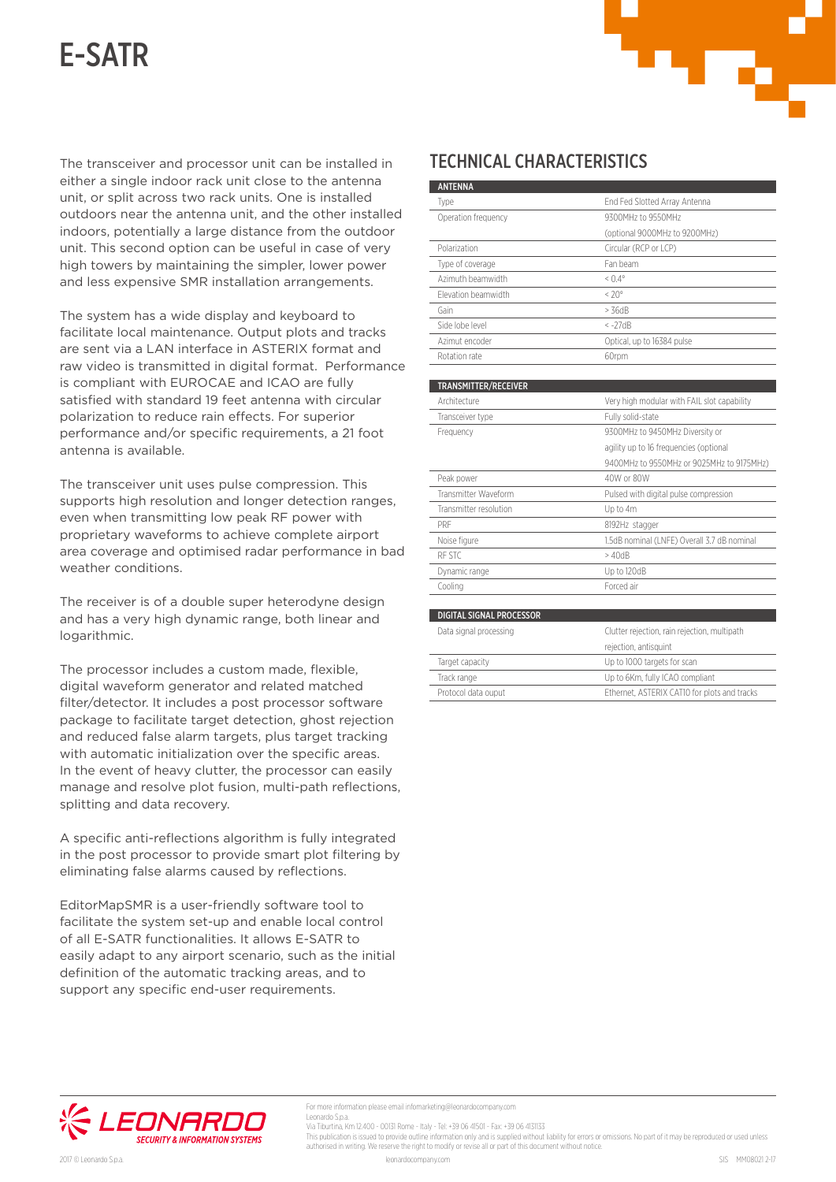# E-SATR

The transceiver and processor unit can be installed in either a single indoor rack unit close to the antenna unit, or split across two rack units. One is installed outdoors near the antenna unit, and the other installed indoors, potentially a large distance from the outdoor unit. This second option can be useful in case of very high towers by maintaining the simpler, lower power and less expensive SMR installation arrangements.

The system has a wide display and keyboard to facilitate local maintenance. Output plots and tracks are sent via a LAN interface in ASTERIX format and raw video is transmitted in digital format. Performance is compliant with EUROCAE and ICAO are fully satisfied with standard 19 feet antenna with circular polarization to reduce rain effects. For superior performance and/or specific requirements, a 21 foot antenna is available.

The transceiver unit uses pulse compression. This supports high resolution and longer detection ranges, even when transmitting low peak RF power with proprietary waveforms to achieve complete airport area coverage and optimised radar performance in bad weather conditions.

The receiver is of a double super heterodyne design and has a very high dynamic range, both linear and logarithmic.

The processor includes a custom made, flexible, digital waveform generator and related matched filter/detector. It includes a post processor software package to facilitate target detection, ghost rejection and reduced false alarm targets, plus target tracking with automatic initialization over the specific areas. In the event of heavy clutter, the processor can easily manage and resolve plot fusion, multi-path reflections, splitting and data recovery.

A specific anti-reflections algorithm is fully integrated in the post processor to provide smart plot filtering by eliminating false alarms caused by reflections.

EditorMapSMR is a user-friendly software tool to facilitate the system set-up and enable local control of all E-SATR functionalities. It allows E-SATR to easily adapt to any airport scenario, such as the initial definition of the automatic tracking areas, and to support any specific end-user requirements.

## TECHNICAL CHARACTERISTICS

| ANTENNA | |
|---|---|
| Type | End Fed Slotted Array Antenna |
| Operation frequency | 9300MHz to 9550MHz (optional 9000MHz to 9200MHz) |
| Polarization | Circular (RCP or LCP) |
| Type of coverage | Fan beam |
| Azimuth beamwidth | < 0.4° |
| Elevation beamwidth | < 20° |
| Gain | > 36dB |
| Side lobe level | < -27dB |
| Azimut encoder | Optical, up to 16384 pulse |
| Rotation rate | 60rpm |

| TRANSMITTER/RECEIVER | |
|---|---|
| Architecture | Very high modular with FAIL slot capability |
| Transceiver type | Fully solid-state |
| Frequency | 9300MHz to 9450MHz Diversity or agility up to 16 frequencies (optional 9400MHz to 9550MHz or 9025MHz to 9175MHz) |
| Peak power | 40W or 80W |
| Transmitter Waveform | Pulsed with digital pulse compression |
| Transmitter resolution | Up to 4m |
| PRF | 8192Hz stagger |
| Noise figure | 1.5dB nominal (LNFE) Overall 3.7 dB nominal |
| RF STC | > 40dB |
| Dynamic range | Up to 120dB |
| Cooling | Forced air |

| DIGITAL SIGNAL PROCESSOR | |
|---|---|
| Data signal processing | Clutter rejection, rain rejection, multipath rejection, antisquint |
| Target capacity | Up to 1000 targets for scan |
| Track range | Up to 6Km, fully ICAO compliant |
| Protocol data ouput | Ethernet, ASTERIX CAT10 for plots and tracks |

LEONARDO
SECURITY & INFORMATION SYSTEMS

For more information please email infomarketing@leonardocompany.com

Leonardo S.p.a.
Via Tiburtina, Km 12.400 - 00131 Rome - Italy - Tel: +39 06 41501 - Fax: +39 06 4131133
This publication is issued to provide outline information only and is supplied without liability for errors or omissions. No part of it may be reproduced or used unless authorised in writing. We reserve the right to modify or revise all or part of this document without notice.

2017 © Leonardo S.p.a. leonardocompany.com SIS MM08021 2-17